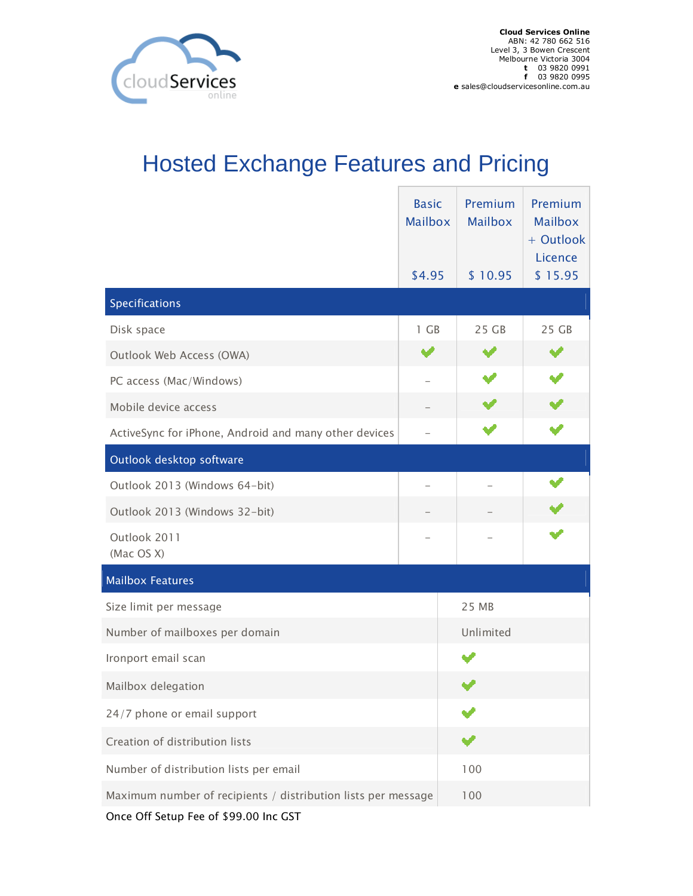cloudServices online

**Cloud Services Online**
ABN: 42 780 662 516
Level 3, 3 Bowen Crescent
Melbourne Victoria 3004
**t** 03 9820 0991
**f** 03 9820 0995
**e** sales@cloudservicesonline.com.au

# Hosted Exchange Features and Pricing

| | Basic Mailbox $4.95 | Premium Mailbox $ 10.95 | Premium Mailbox + Outlook Licence $ 15.95 |
|---|---|---|---|
| **Specifications** | | | |
| Disk space | 1 GB | 25 GB | 25 GB |
| Outlook Web Access (OWA) | ✔ | ✔ | ✔ |
| PC access (Mac/Windows) | – | ✔ | ✔ |
| Mobile device access | – | ✔ | ✔ |
| ActiveSync for iPhone, Android and many other devices | – | ✔ | ✔ |
| **Outlook desktop software** | | | |
| Outlook 2013 (Windows 64-bit) | – | – | ✔ |
| Outlook 2013 (Windows 32-bit) | – | – | ✔ |
| Outlook 2011 (Mac OS X) | – | – | ✔ |

| Mailbox Features | |
|---|---|
| Size limit per message | 25 MB |
| Number of mailboxes per domain | Unlimited |
| Ironport email scan | ✔ |
| Mailbox delegation | ✔ |
| 24/7 phone or email support | ✔ |
| Creation of distribution lists | ✔ |
| Number of distribution lists per email | 100 |
| Maximum number of recipients / distribution lists per message | 100 |

Once Off Setup Fee of $99.00 Inc GST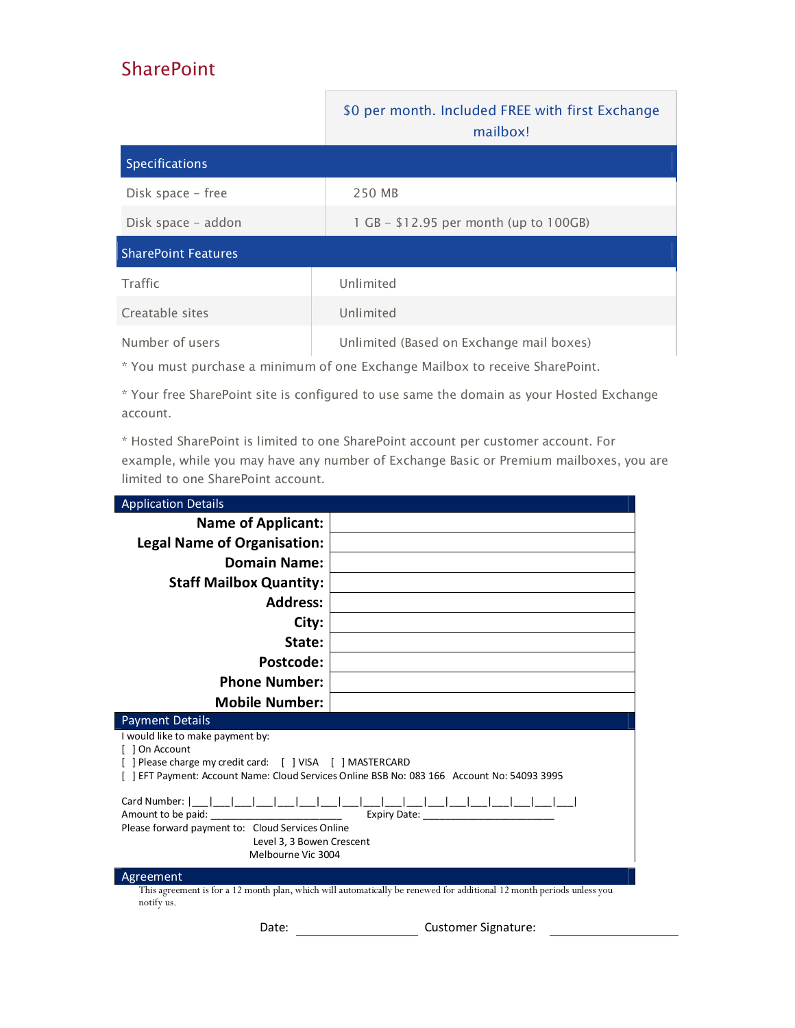# SharePoint

| | $0 per month. Included FREE with first Exchange mailbox! |
|---|---|
| **Specifications** | |
| Disk space – free | 250 MB |
| Disk space – addon | 1 GB – $12.95 per month (up to 100GB) |
| **SharePoint Features** | |
| Traffic | Unlimited |
| Creatable sites | Unlimited |
| Number of users | Unlimited (Based on Exchange mail boxes) |

* You must purchase a minimum of one Exchange Mailbox to receive SharePoint.

* Your free SharePoint site is configured to use same the domain as your Hosted Exchange account.

* Hosted SharePoint is limited to one SharePoint account per customer account. For example, while you may have any number of Exchange Basic or Premium mailboxes, you are limited to one SharePoint account.

## Application Details

| | |
|---|---|
| **Name of Applicant:** | |
| **Legal Name of Organisation:** | |
| **Domain Name:** | |
| **Staff Mailbox Quantity:** | |
| **Address:** | |
| **City:** | |
| **State:** | |
| **Postcode:** | |
| **Phone Number:** | |
| **Mobile Number:** | |

## Payment Details

I would like to make payment by:

[ ] On Account

[ ] Please charge my credit card: [ ] VISA [ ] MASTERCARD

[ ] EFT Payment: Account Name: Cloud Services Online BSB No: 083 166 Account No: 54093 3995

Card Number: |___|___|___|___|___|___|___|___|___|___|___|___|___|___|___|___|___|___|___|

Amount to be paid: ________________________ Expiry Date: ________________________

Please forward payment to: Cloud Services Online
Level 3, 3 Bowen Crescent
Melbourne Vic 3004

## Agreement

This agreement is for a 12 month plan, which will automatically be renewed for additional 12 month periods unless you notify us.

Date: ____________________ Customer Signature: ____________________